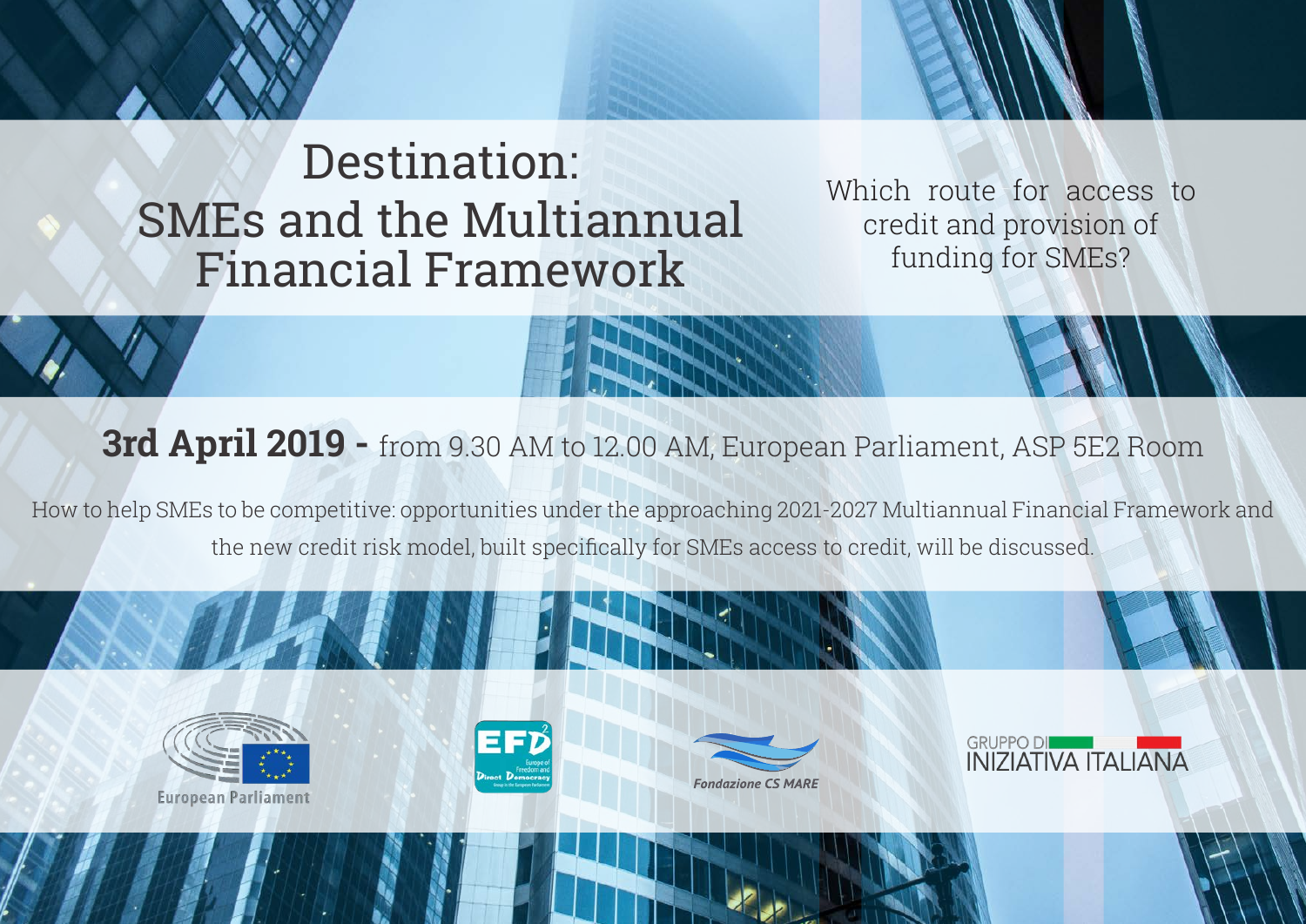# Destination: SMEs and the Multiannual Financial Framework

Which route for access to credit and provision of funding for SMEs?

**3rd April 2019 -** from 9.30 AM to 12.00 AM, European Parliament, ASP 5E2 Room

How to help SMEs to be competitive: opportunities under the approaching 2021-2027 Multiannual Financial Framework and the new credit risk model, built specifically for SMEs access to credit, will be discussed.

European Parliament

EFD[2] Europe of Freedom and Direct Democracy Group in the European Parliament

Fondazione CS MARE

GRUPPO DI INIZIATIVA ITALIANA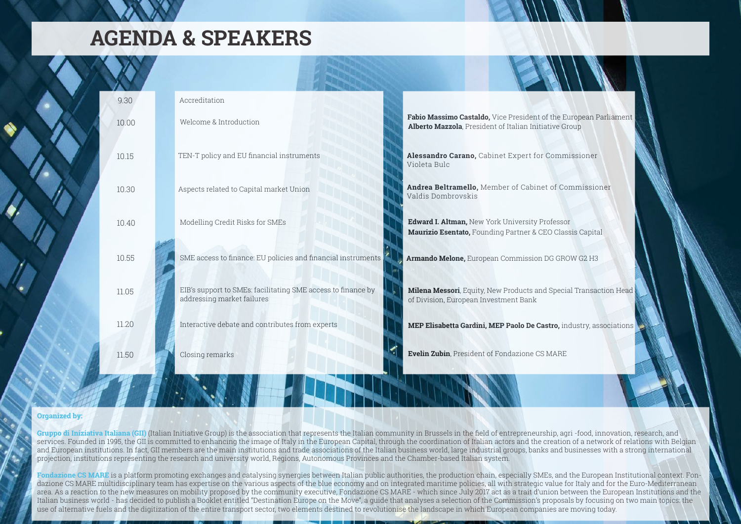# AGENDA & SPEAKERS

| | | |
|---|---|---|
| 9.30 | Accreditation | |
| 10.00 | Welcome & Introduction | **Fabio Massimo Castaldo,** Vice President of the European Parliament<br>**Alberto Mazzola**, President of Italian Initiative Group |
| 10.15 | TEN-T policy and EU financial instruments | **Alessandro Carano,** Cabinet Expert for Commissioner Violeta Bulc |
| 10.30 | Aspects related to Capital market Union | **Andrea Beltramello,** Member of Cabinet of Commissioner Valdis Dombrovskis |
| 10.40 | Modelling Credit Risks for SMEs | **Edward I. Altman,** New York University Professor<br>**Maurizio Esentato,** Founding Partner & CEO Classis Capital |
| 10.55 | SME access to finance: EU policies and financial instruments | **Armando Melone,** European Commission DG GROW G2 H3 |
| 11.05 | EIB's support to SMEs: facilitating SME access to finance by addressing market failures | **Milena Messori**, Equity, New Products and Special Transaction Head of Division, European Investment Bank |
| 11.20 | Interactive debate and contributes from experts | **MEP Elisabetta Gardini, MEP Paolo De Castro,** industry, associations |
| 11.50 | Closing remarks | **Evelin Zubin**, President of Fondazione CS MARE |

**Organized by:**

**Gruppo di Iniziativa Italiana (GII)** (Italian Initiative Group) is the association that represents the Italian community in Brussels in the field of entrepreneurship, agri -food, innovation, research, and services. Founded in 1995, the GII is committed to enhancing the image of Italy in the European Capital, through the coordination of Italian actors and the creation of a network of relations with Belgian and European institutions. In fact, GII members are the main institutions and trade associations of the Italian business world, large industrial groups, banks and businesses with a strong international projection, institutions representing the research and university world, Regions, Autonomous Provinces and the Chamber-based Italian system.

**Fondazione CS MARE** is a platform promoting exchanges and catalysing synergies between Italian public authorities, the production chain, especially SMEs, and the European Institutional context. Fondazione CS MARE multidisciplinary team has expertise on the various aspects of the blue economy and on integrated maritime policies, all with strategic value for Italy and for the Euro-Mediterranean area. As a reaction to the new measures on mobility proposed by the community executive, Fondazione CS MARE - which since July 2017 act as a trait d'union between the European Institutions and the Italian business world - has decided to publish a Booklet entitled "Destination Europe on the Move", a guide that analyses a selection of the Commission's proposals by focusing on two main topics: the use of alternative fuels and the digitization of the entire transport sector, two elements destined to revolutionise the landscape in which European companies are moving today.